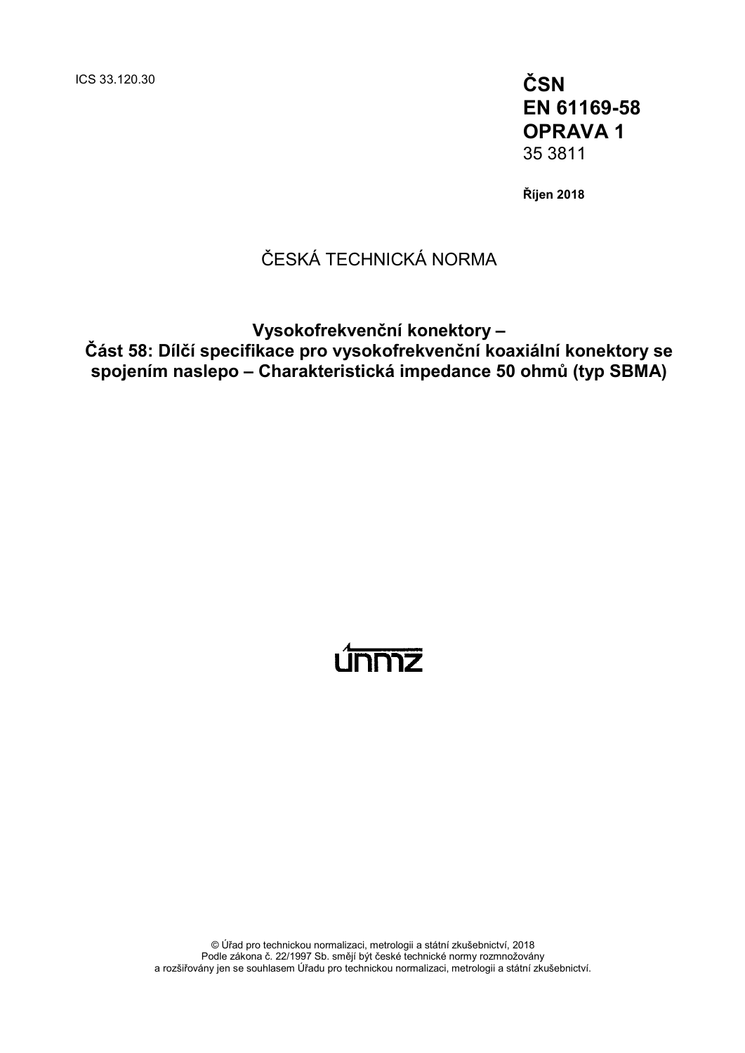ICS 33.120.30

**ČSN**
**EN 61169-58**
**OPRAVA 1**
35 3811

**Říjen 2018**

ČESKÁ TECHNICKÁ NORMA

# Vysokofrekvenční konektory – Část 58: Dílčí specifikace pro vysokofrekvenční koaxiální konektory se spojením naslepo – Charakteristická impedance 50 ohmů (typ SBMA)

únmz

© Úřad pro technickou normalizaci, metrologii a státní zkušebnictví, 2018
Podle zákona č. 22/1997 Sb. smějí být české technické normy rozmnožovány
a rozšiřovány jen se souhlasem Úřadu pro technickou normalizaci, metrologii a státní zkušebnictví.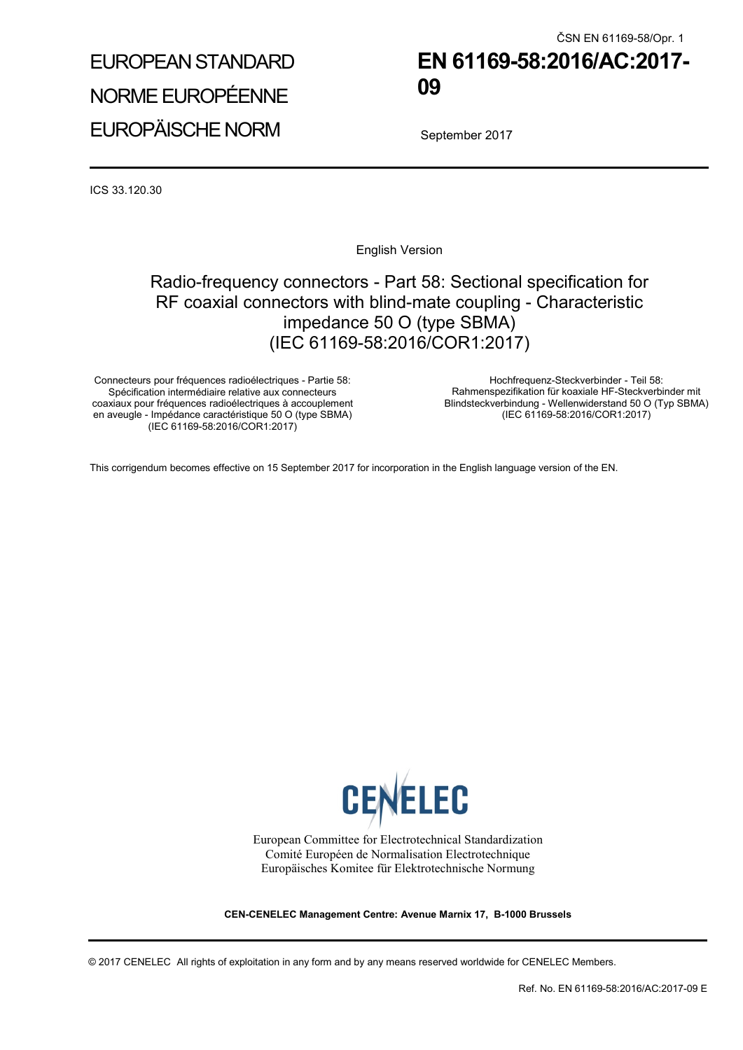ČSN EN 61169-58/Opr. 1

EUROPEAN STANDARD

NORME EUROPÉENNE

EUROPÄISCHE NORM

# EN 61169-58:2016/AC:2017-09

September 2017

ICS 33.120.30

English Version

## Radio-frequency connectors - Part 58: Sectional specification for RF coaxial connectors with blind-mate coupling - Characteristic impedance 50 O (type SBMA) (IEC 61169-58:2016/COR1:2017)

Connecteurs pour fréquences radioélectriques - Partie 58: Spécification intermédiaire relative aux connecteurs coaxiaux pour fréquences radioélectriques à accouplement en aveugle - Impédance caractéristique 50 O (type SBMA) (IEC 61169-58:2016/COR1:2017)

Hochfrequenz-Steckverbinder - Teil 58: Rahmenspezifikation für koaxiale HF-Steckverbinder mit Blindsteckverbindung - Wellenwiderstand 50 O (Typ SBMA) (IEC 61169-58:2016/COR1:2017)

This corrigendum becomes effective on 15 September 2017 for incorporation in the English language version of the EN.

CENELEC

European Committee for Electrotechnical Standardization
Comité Européen de Normalisation Electrotechnique
Europäisches Komitee für Elektrotechnische Normung

**CEN-CENELEC Management Centre: Avenue Marnix 17, B-1000 Brussels**

© 2017 CENELEC All rights of exploitation in any form and by any means reserved worldwide for CENELEC Members.

Ref. No. EN 61169-58:2016/AC:2017-09 E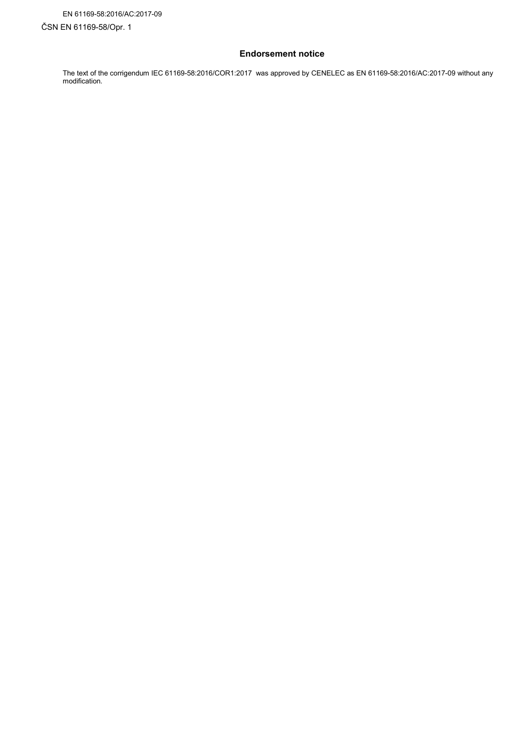## Endorsement notice

The text of the corrigendum IEC 61169-58:2016/COR1:2017 was approved by CENELEC as EN 61169-58:2016/AC:2017-09 without any modification.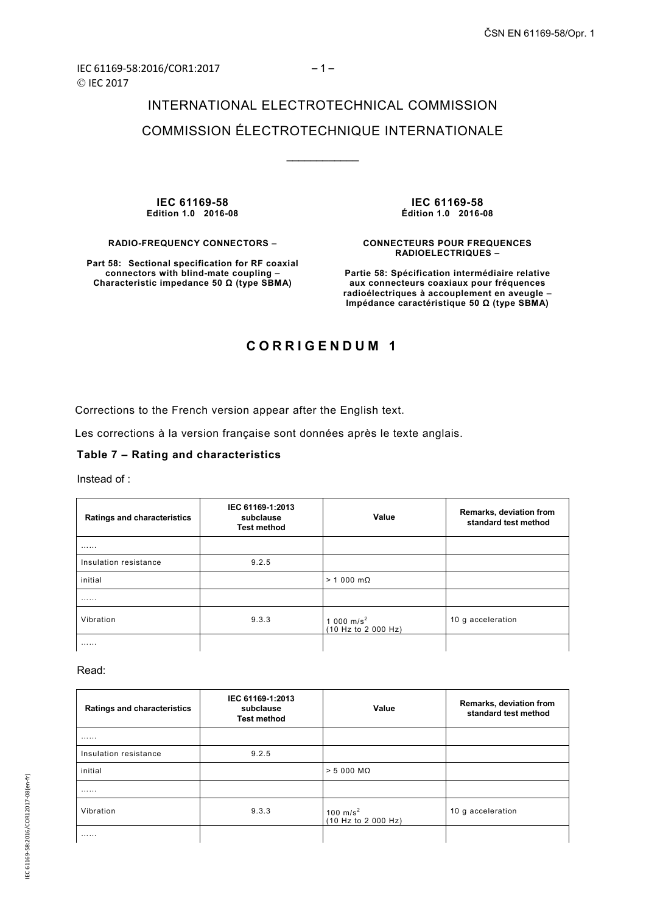IEC 61169-58:2016/COR1:2017
© IEC 2017

# INTERNATIONAL ELECTROTECHNICAL COMMISSION
# COMMISSION ÉLECTROTECHNIQUE INTERNATIONALE

____________

**IEC 61169-58**
**Edition 1.0 2016-08**

**RADIO-FREQUENCY CONNECTORS –**

**Part 58: Sectional specification for RF coaxial connectors with blind-mate coupling – Characteristic impedance 50 Ω (type SBMA)**

**IEC 61169-58**
**Édition 1.0 2016-08**

**CONNECTEURS POUR FREQUENCES RADIOELECTRIQUES –**

**Partie 58: Spécification intermédiaire relative aux connecteurs coaxiaux pour fréquences radioélectriques à accouplement en aveugle – Impédance caractéristique 50 Ω (type SBMA)**

## C O R R I G E N D U M 1

Corrections to the French version appear after the English text.

Les corrections à la version française sont données après le texte anglais.

**Table 7 – Rating and characteristics**

Instead of :

| Ratings and characteristics | IEC 61169-1:2013 subclause Test method | Value | Remarks, deviation from standard test method |
|---|---|---|---|
| …… | | | |
| Insulation resistance | 9.2.5 | | |
| initial | | > 1 000 mΩ | |
| …… | | | |
| Vibration | 9.3.3 | 1 000 $m/s^2$ (10 Hz to 2 000 Hz) | 10 g acceleration |
| …… | | | |

Read:

| Ratings and characteristics | IEC 61169-1:2013 subclause Test method | Value | Remarks, deviation from standard test method |
|---|---|---|---|
| …… | | | |
| Insulation resistance | 9.2.5 | | |
| initial | | > 5 000 MΩ | |
| …… | | | |
| Vibration | 9.3.3 | 100 $m/s^2$ (10 Hz to 2 000 Hz) | 10 g acceleration |
| …… | | | |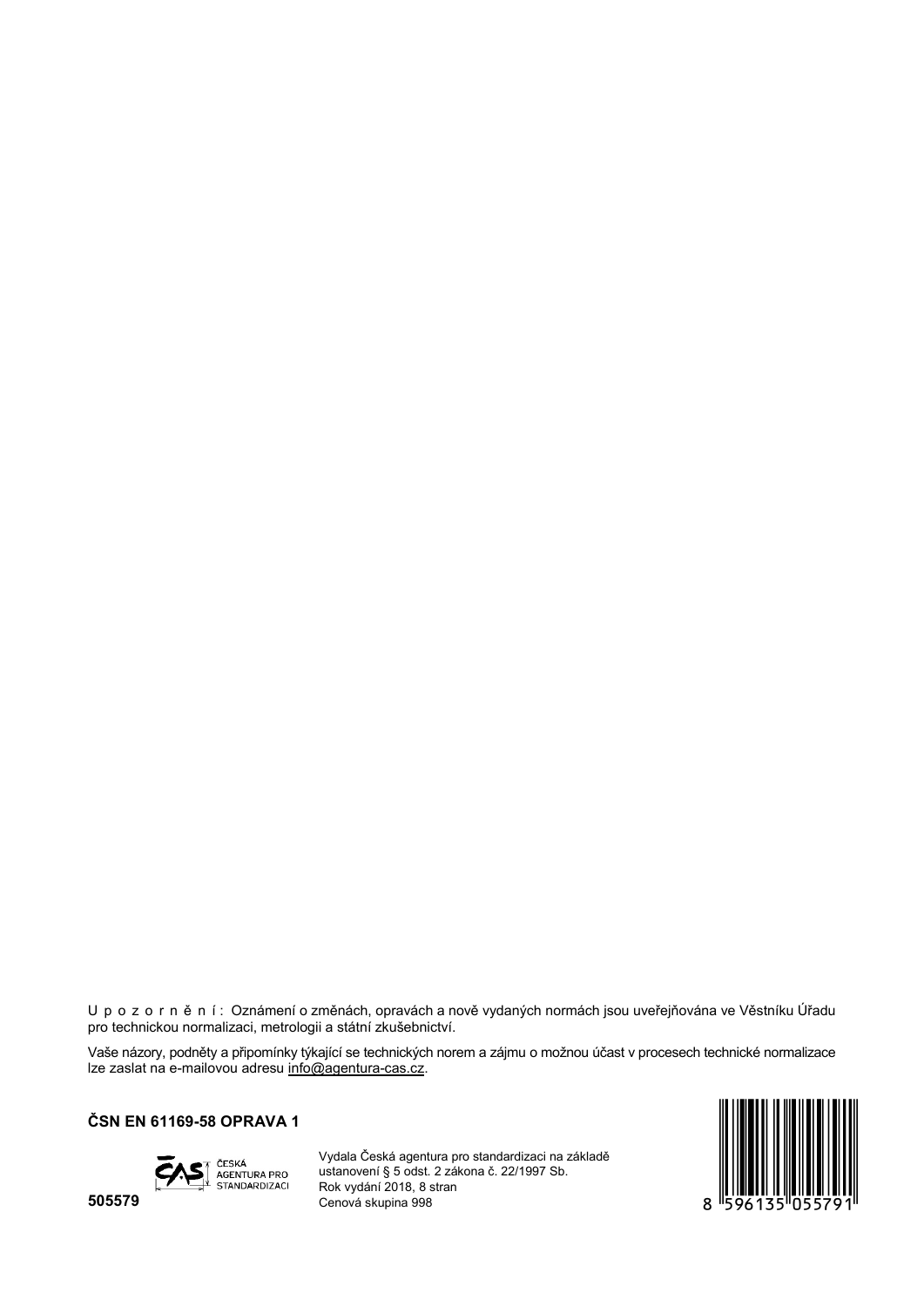U p o z o r n ě n í : Oznámení o změnách, opravách a nově vydaných normách jsou uveřejňována ve Věstníku Úřadu pro technickou normalizaci, metrologii a státní zkušebnictví.

Vaše názory, podněty a připomínky týkající se technických norem a zájmu o možnou účast v procesech technické normalizace lze zaslat na e-mailovou adresu info@agentura-cas.cz.

**ČSN EN 61169-58 OPRAVA 1**

ČESKÁ AGENTURA PRO STANDARDIZACI

Vydala Česká agentura pro standardizaci na základě ustanovení § 5 odst. 2 zákona č. 22/1997 Sb.
Rok vydání 2018, 8 stran
Cenová skupina 998

**505579**

8 596135 055791